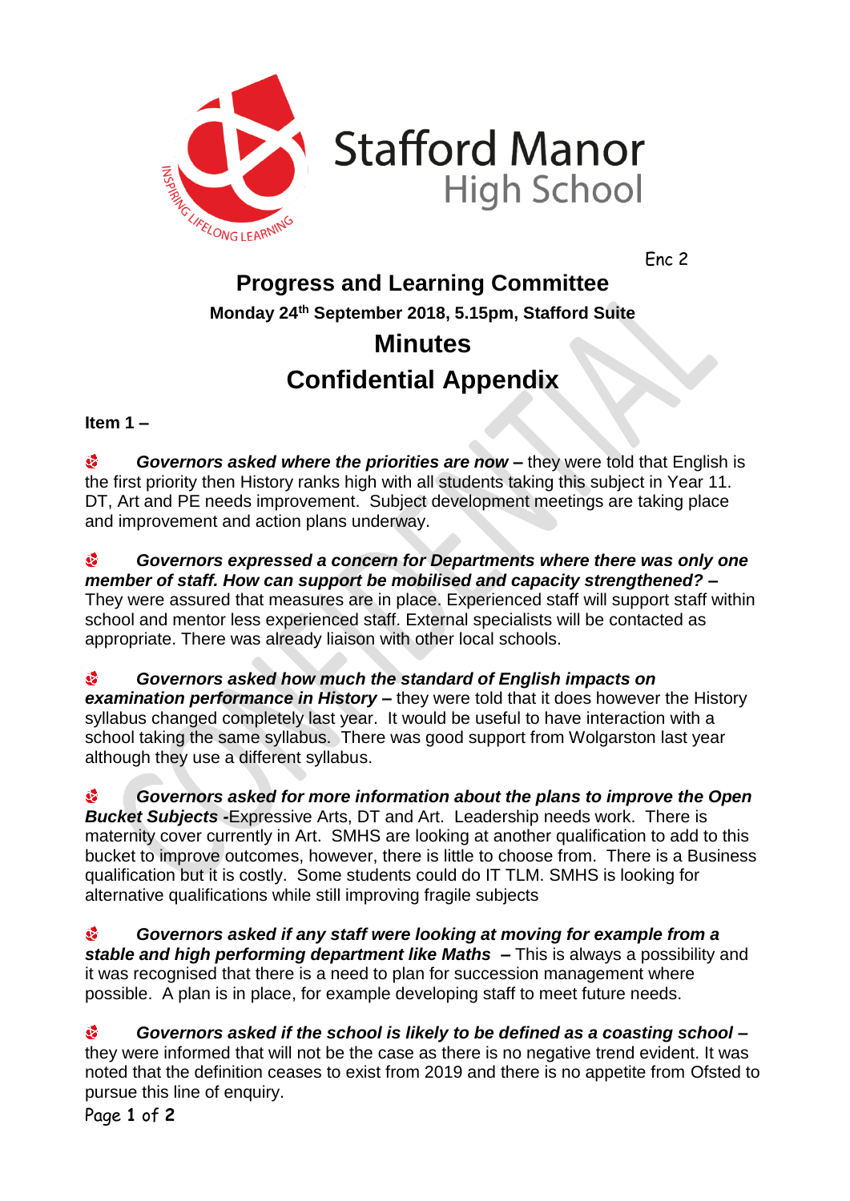Stafford Manor High School

Enc 2

# Progress and Learning Committee

**Monday 24th September 2018, 5.15pm, Stafford Suite**

# Minutes

# Confidential Appendix

**Item 1 –**

- ***Governors asked where the priorities are now –*** they were told that English is the first priority then History ranks high with all students taking this subject in Year 11. DT, Art and PE needs improvement. Subject development meetings are taking place and improvement and action plans underway.

- ***Governors expressed a concern for Departments where there was only one member of staff. How can support be mobilised and capacity strengthened? –*** They were assured that measures are in place. Experienced staff will support staff within school and mentor less experienced staff. External specialists will be contacted as appropriate. There was already liaison with other local schools.

- ***Governors asked how much the standard of English impacts on examination performance in History –*** they were told that it does however the History syllabus changed completely last year. It would be useful to have interaction with a school taking the same syllabus. There was good support from Wolgarston last year although they use a different syllabus.

- ***Governors asked for more information about the plans to improve the Open Bucket Subjects -***Expressive Arts, DT and Art. Leadership needs work. There is maternity cover currently in Art. SMHS are looking at another qualification to add to this bucket to improve outcomes, however, there is little to choose from. There is a Business qualification but it is costly. Some students could do IT TLM. SMHS is looking for alternative qualifications while still improving fragile subjects

- ***Governors asked if any staff were looking at moving for example from a stable and high performing department like Maths –*** This is always a possibility and it was recognised that there is a need to plan for succession management where possible. A plan is in place, for example developing staff to meet future needs.

- ***Governors asked if the school is likely to be defined as a coasting school –*** they were informed that will not be the case as there is no negative trend evident. It was noted that the definition ceases to exist from 2019 and there is no appetite from Ofsted to pursue this line of enquiry.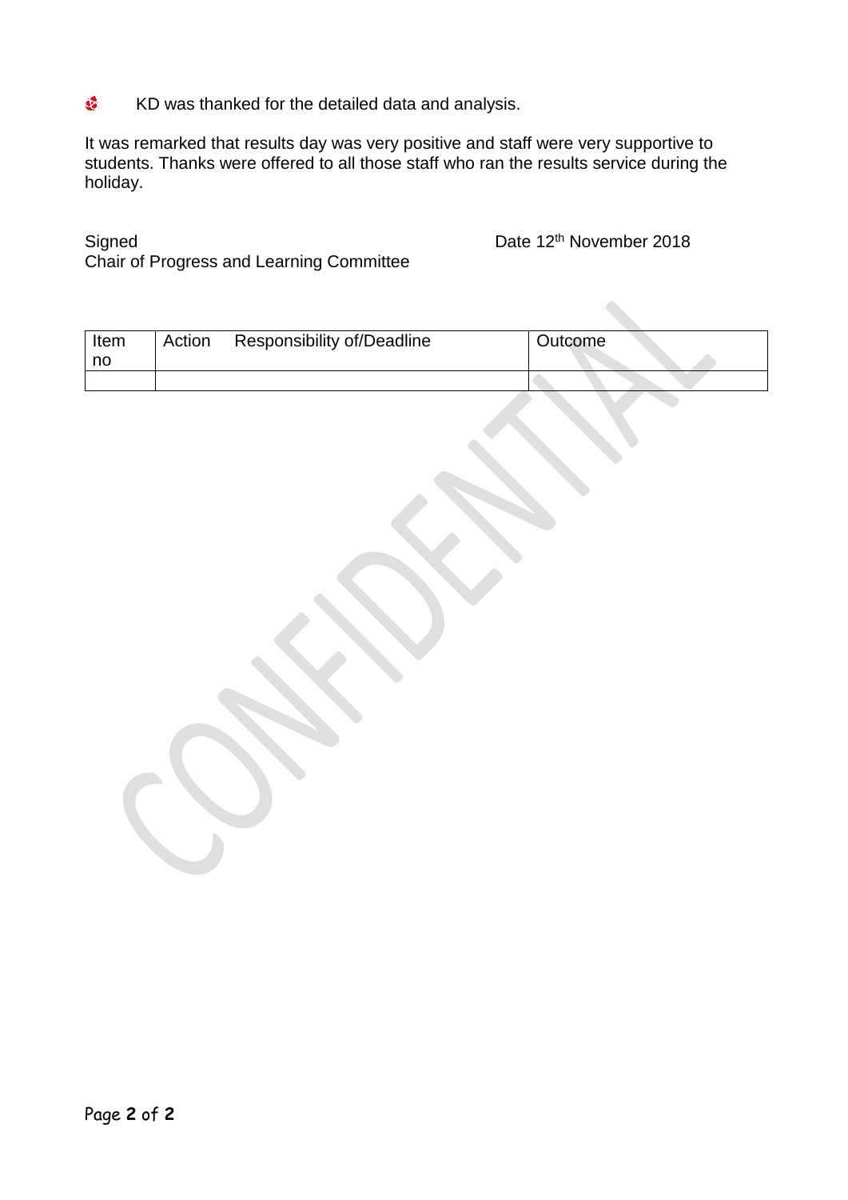- KD was thanked for the detailed data and analysis.

It was remarked that results day was very positive and staff were very supportive to students. Thanks were offered to all those staff who ran the results service during the holiday.

Signed
Chair of Progress and Learning Committee

Date 12th November 2018

| Item no | Action Responsibility of/Deadline | Outcome |
| --- | --- | --- |
| | | |